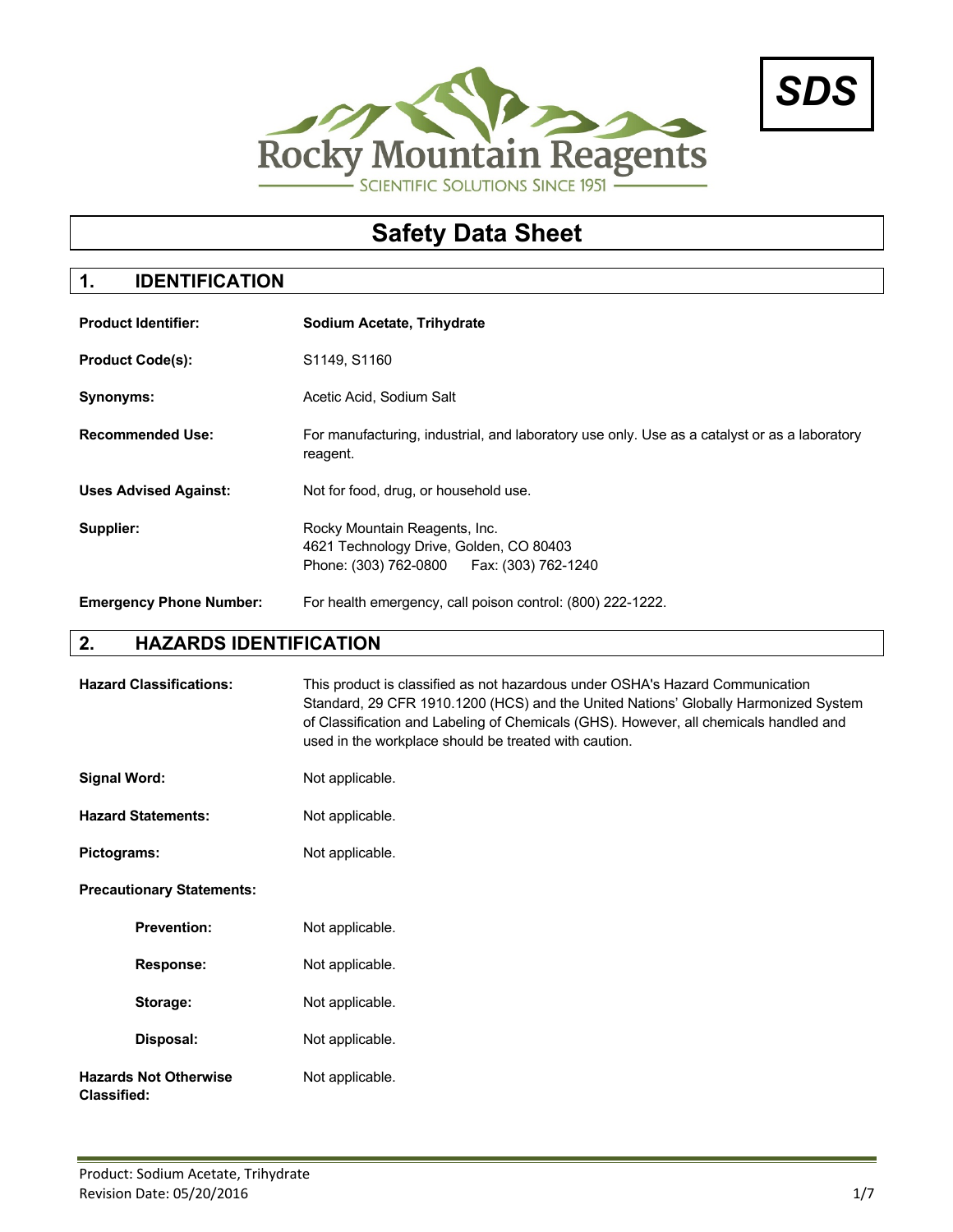Rocky Mountain Reagents

SCIENTIFIC SOLUTIONS SINCE 1951

**SDS**

# Safety Data Sheet

## 1. IDENTIFICATION

**Product Identifier:** **Sodium Acetate, Trihydrate**

**Product Code(s):** S1149, S1160

**Synonyms:** Acetic Acid, Sodium Salt

**Recommended Use:** For manufacturing, industrial, and laboratory use only. Use as a catalyst or as a laboratory reagent.

**Uses Advised Against:** Not for food, drug, or household use.

**Supplier:** Rocky Mountain Reagents, Inc.
4621 Technology Drive, Golden, CO 80403
Phone: (303) 762-0800 Fax: (303) 762-1240

**Emergency Phone Number:** For health emergency, call poison control: (800) 222-1222.

## 2. HAZARDS IDENTIFICATION

**Hazard Classifications:** This product is classified as not hazardous under OSHA's Hazard Communication Standard, 29 CFR 1910.1200 (HCS) and the United Nations' Globally Harmonized System of Classification and Labeling of Chemicals (GHS). However, all chemicals handled and used in the workplace should be treated with caution.

**Signal Word:** Not applicable.

**Hazard Statements:** Not applicable.

**Pictograms:** Not applicable.

**Precautionary Statements:**

- **Prevention:** Not applicable.
- **Response:** Not applicable.
- **Storage:** Not applicable.
- **Disposal:** Not applicable.

**Hazards Not Otherwise Classified:** Not applicable.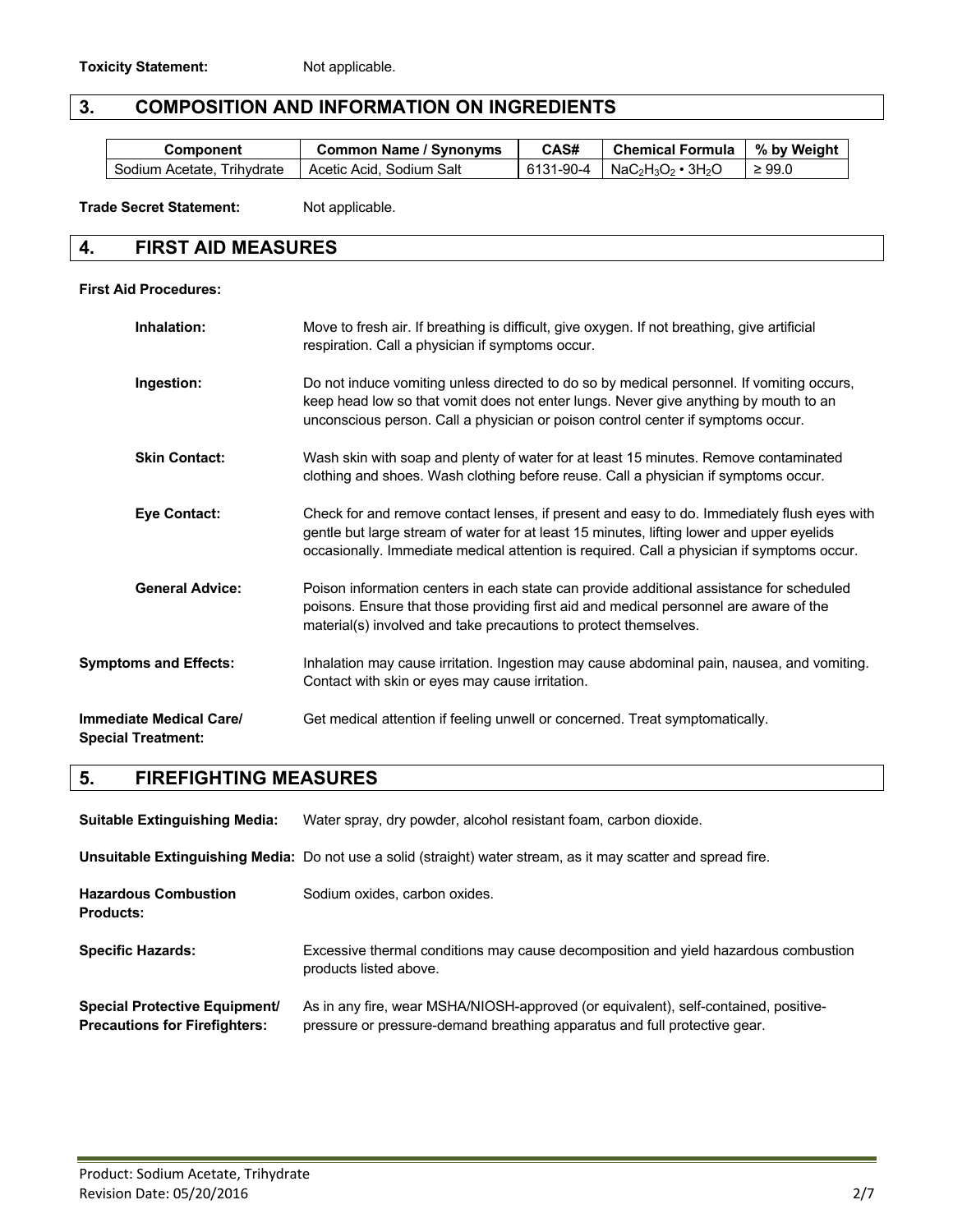**Toxicity Statement:** Not applicable.

## 3. COMPOSITION AND INFORMATION ON INGREDIENTS

| Component | Common Name / Synonyms | CAS# | Chemical Formula | % by Weight |
| --- | --- | --- | --- | --- |
| Sodium Acetate, Trihydrate | Acetic Acid, Sodium Salt | 6131-90-4 | $NaC_2H_3O_2 \cdot 3H_2O$ | ≥ 99.0 |

**Trade Secret Statement:** Not applicable.

## 4. FIRST AID MEASURES

**First Aid Procedures:**

**Inhalation:** Move to fresh air. If breathing is difficult, give oxygen. If not breathing, give artificial respiration. Call a physician if symptoms occur.

**Ingestion:** Do not induce vomiting unless directed to do so by medical personnel. If vomiting occurs, keep head low so that vomit does not enter lungs. Never give anything by mouth to an unconscious person. Call a physician or poison control center if symptoms occur.

**Skin Contact:** Wash skin with soap and plenty of water for at least 15 minutes. Remove contaminated clothing and shoes. Wash clothing before reuse. Call a physician if symptoms occur.

**Eye Contact:** Check for and remove contact lenses, if present and easy to do. Immediately flush eyes with gentle but large stream of water for at least 15 minutes, lifting lower and upper eyelids occasionally. Immediate medical attention is required. Call a physician if symptoms occur.

**General Advice:** Poison information centers in each state can provide additional assistance for scheduled poisons. Ensure that those providing first aid and medical personnel are aware of the material(s) involved and take precautions to protect themselves.

**Symptoms and Effects:** Inhalation may cause irritation. Ingestion may cause abdominal pain, nausea, and vomiting. Contact with skin or eyes may cause irritation.

**Immediate Medical Care/ Special Treatment:** Get medical attention if feeling unwell or concerned. Treat symptomatically.

## 5. FIREFIGHTING MEASURES

**Suitable Extinguishing Media:** Water spray, dry powder, alcohol resistant foam, carbon dioxide.

**Unsuitable Extinguishing Media:** Do not use a solid (straight) water stream, as it may scatter and spread fire.

**Hazardous Combustion Products:** Sodium oxides, carbon oxides.

**Specific Hazards:** Excessive thermal conditions may cause decomposition and yield hazardous combustion products listed above.

**Special Protective Equipment/ Precautions for Firefighters:** As in any fire, wear MSHA/NIOSH-approved (or equivalent), self-contained, positive-pressure or pressure-demand breathing apparatus and full protective gear.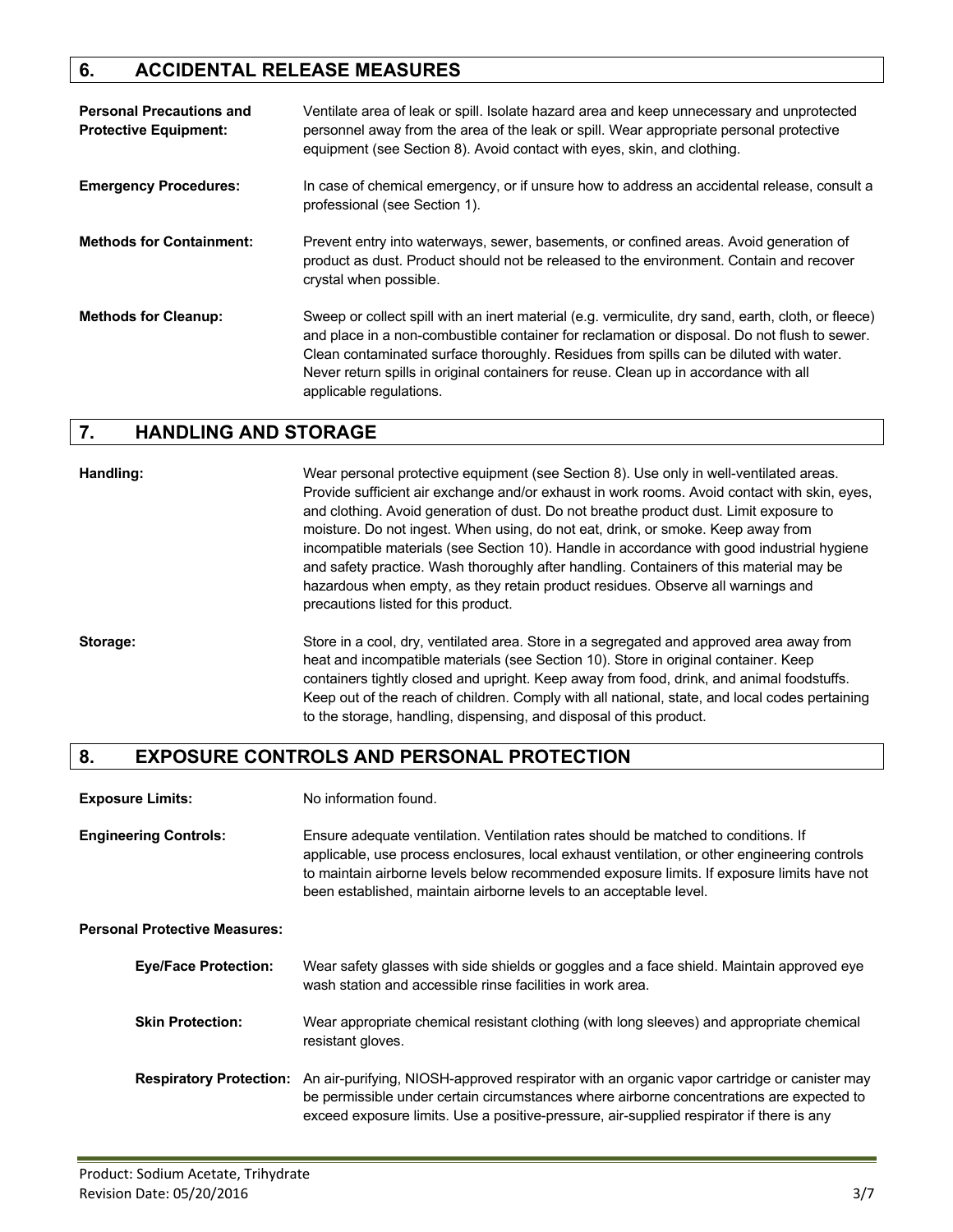## 6. ACCIDENTAL RELEASE MEASURES

**Personal Precautions and Protective Equipment:** Ventilate area of leak or spill. Isolate hazard area and keep unnecessary and unprotected personnel away from the area of the leak or spill. Wear appropriate personal protective equipment (see Section 8). Avoid contact with eyes, skin, and clothing.

**Emergency Procedures:** In case of chemical emergency, or if unsure how to address an accidental release, consult a professional (see Section 1).

**Methods for Containment:** Prevent entry into waterways, sewer, basements, or confined areas. Avoid generation of product as dust. Product should not be released to the environment. Contain and recover crystal when possible.

**Methods for Cleanup:** Sweep or collect spill with an inert material (e.g. vermiculite, dry sand, earth, cloth, or fleece) and place in a non-combustible container for reclamation or disposal. Do not flush to sewer. Clean contaminated surface thoroughly. Residues from spills can be diluted with water. Never return spills in original containers for reuse. Clean up in accordance with all applicable regulations.

## 7. HANDLING AND STORAGE

**Handling:** Wear personal protective equipment (see Section 8). Use only in well-ventilated areas. Provide sufficient air exchange and/or exhaust in work rooms. Avoid contact with skin, eyes, and clothing. Avoid generation of dust. Do not breathe product dust. Limit exposure to moisture. Do not ingest. When using, do not eat, drink, or smoke. Keep away from incompatible materials (see Section 10). Handle in accordance with good industrial hygiene and safety practice. Wash thoroughly after handling. Containers of this material may be hazardous when empty, as they retain product residues. Observe all warnings and precautions listed for this product.

**Storage:** Store in a cool, dry, ventilated area. Store in a segregated and approved area away from heat and incompatible materials (see Section 10). Store in original container. Keep containers tightly closed and upright. Keep away from food, drink, and animal foodstuffs. Keep out of the reach of children. Comply with all national, state, and local codes pertaining to the storage, handling, dispensing, and disposal of this product.

## 8. EXPOSURE CONTROLS AND PERSONAL PROTECTION

**Exposure Limits:** No information found.

**Engineering Controls:** Ensure adequate ventilation. Ventilation rates should be matched to conditions. If applicable, use process enclosures, local exhaust ventilation, or other engineering controls to maintain airborne levels below recommended exposure limits. If exposure limits have not been established, maintain airborne levels to an acceptable level.

**Personal Protective Measures:**

**Eye/Face Protection:** Wear safety glasses with side shields or goggles and a face shield. Maintain approved eye wash station and accessible rinse facilities in work area.

**Skin Protection:** Wear appropriate chemical resistant clothing (with long sleeves) and appropriate chemical resistant gloves.

**Respiratory Protection:** An air-purifying, NIOSH-approved respirator with an organic vapor cartridge or canister may be permissible under certain circumstances where airborne concentrations are expected to exceed exposure limits. Use a positive-pressure, air-supplied respirator if there is any

Product: Sodium Acetate, Trihydrate
Revision Date: 05/20/2016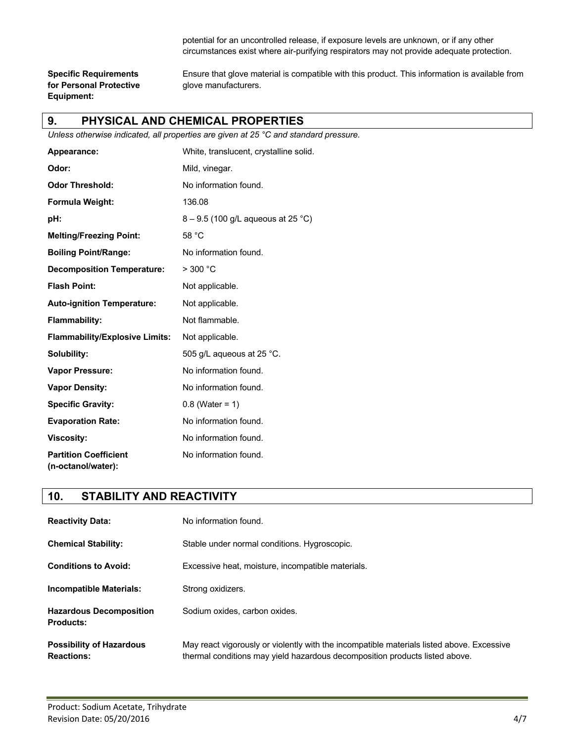potential for an uncontrolled release, if exposure levels are unknown, or if any other circumstances exist where air-purifying respirators may not provide adequate protection.

| | |
|---|---|
| **Specific Requirements for Personal Protective Equipment:** | Ensure that glove material is compatible with this product. This information is available from glove manufacturers. |

## 9. PHYSICAL AND CHEMICAL PROPERTIES

*Unless otherwise indicated, all properties are given at 25 °C and standard pressure.*

| | |
|---|---|
| **Appearance:** | White, translucent, crystalline solid. |
| **Odor:** | Mild, vinegar. |
| **Odor Threshold:** | No information found. |
| **Formula Weight:** | 136.08 |
| **pH:** | 8 – 9.5 (100 g/L aqueous at 25 °C) |
| **Melting/Freezing Point:** | 58 °C |
| **Boiling Point/Range:** | No information found. |
| **Decomposition Temperature:** | > 300 °C |
| **Flash Point:** | Not applicable. |
| **Auto-ignition Temperature:** | Not applicable. |
| **Flammability:** | Not flammable. |
| **Flammability/Explosive Limits:** | Not applicable. |
| **Solubility:** | 505 g/L aqueous at 25 °C. |
| **Vapor Pressure:** | No information found. |
| **Vapor Density:** | No information found. |
| **Specific Gravity:** | 0.8 (Water = 1) |
| **Evaporation Rate:** | No information found. |
| **Viscosity:** | No information found. |
| **Partition Coefficient (n-octanol/water):** | No information found. |

## 10. STABILITY AND REACTIVITY

| | |
|---|---|
| **Reactivity Data:** | No information found. |
| **Chemical Stability:** | Stable under normal conditions. Hygroscopic. |
| **Conditions to Avoid:** | Excessive heat, moisture, incompatible materials. |
| **Incompatible Materials:** | Strong oxidizers. |
| **Hazardous Decomposition Products:** | Sodium oxides, carbon oxides. |
| **Possibility of Hazardous Reactions:** | May react vigorously or violently with the incompatible materials listed above. Excessive thermal conditions may yield hazardous decomposition products listed above. |

Product: Sodium Acetate, Trihydrate
Revision Date: 05/20/2016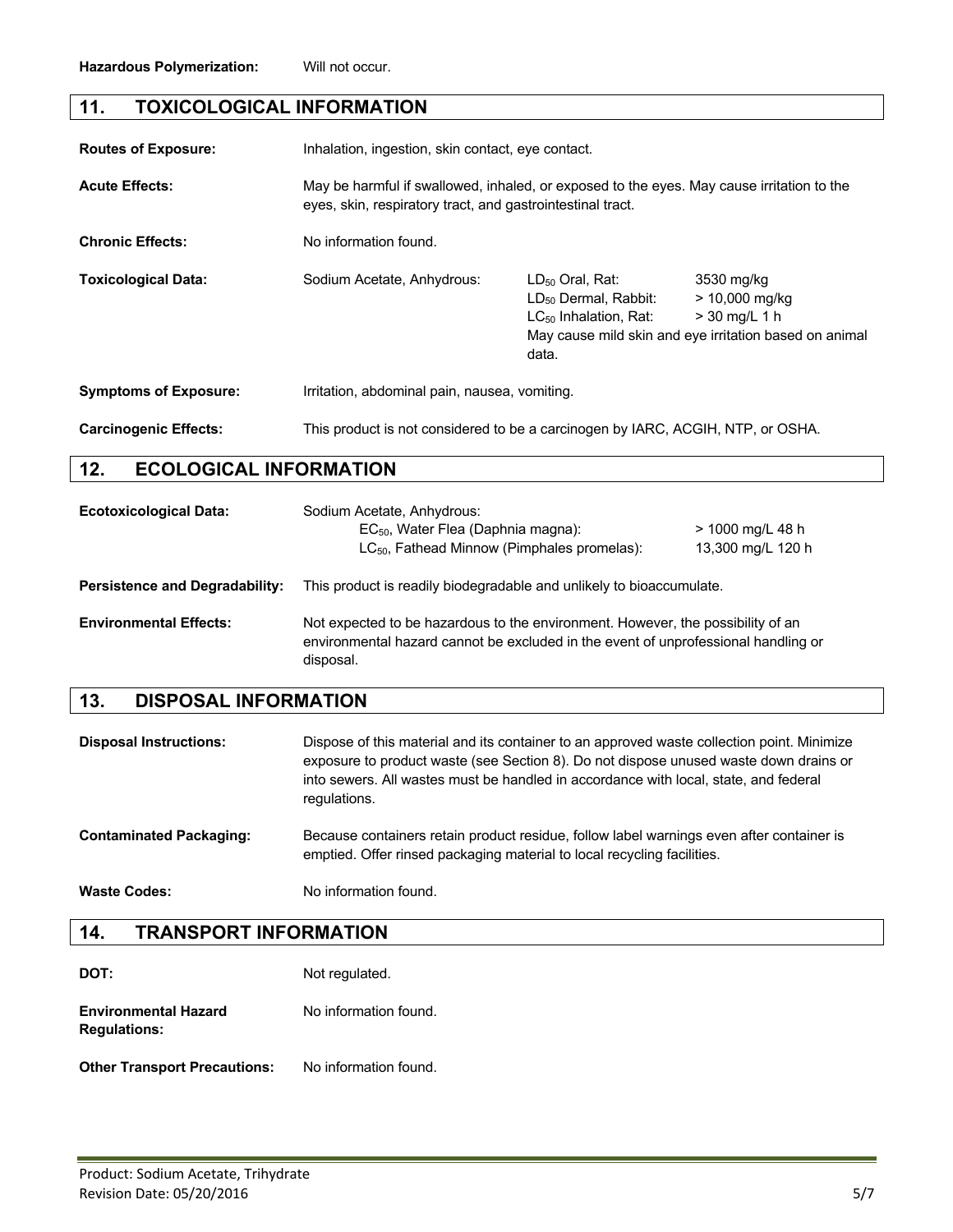**Hazardous Polymerization:** Will not occur.

## 11. TOXICOLOGICAL INFORMATION

**Routes of Exposure:** Inhalation, ingestion, skin contact, eye contact.

**Acute Effects:** May be harmful if swallowed, inhaled, or exposed to the eyes. May cause irritation to the eyes, skin, respiratory tract, and gastrointestinal tract.

**Chronic Effects:** No information found.

**Toxicological Data:**

| Sodium Acetate, Anhydrous: | $LD_{50}$ Oral, Rat: | 3530 mg/kg |
|---|---|---|
| | $LD_{50}$ Dermal, Rabbit: | > 10,000 mg/kg |
| | $LC_{50}$ Inhalation, Rat: | > 30 mg/L 1 h |
| | May cause mild skin and eye irritation based on animal data. | |

**Symptoms of Exposure:** Irritation, abdominal pain, nausea, vomiting.

**Carcinogenic Effects:** This product is not considered to be a carcinogen by IARC, ACGIH, NTP, or OSHA.

## 12. ECOLOGICAL INFORMATION

**Ecotoxicological Data:**

Sodium Acetate, Anhydrous:

| | |
|---|---|
| $EC_{50}$, Water Flea (Daphnia magna): | > 1000 mg/L 48 h |
| $LC_{50}$, Fathead Minnow (Pimphales promelas): | 13,300 mg/L 120 h |

**Persistence and Degradability:** This product is readily biodegradable and unlikely to bioaccumulate.

**Environmental Effects:** Not expected to be hazardous to the environment. However, the possibility of an environmental hazard cannot be excluded in the event of unprofessional handling or disposal.

## 13. DISPOSAL INFORMATION

**Disposal Instructions:** Dispose of this material and its container to an approved waste collection point. Minimize exposure to product waste (see Section 8). Do not dispose unused waste down drains or into sewers. All wastes must be handled in accordance with local, state, and federal regulations.

**Contaminated Packaging:** Because containers retain product residue, follow label warnings even after container is emptied. Offer rinsed packaging material to local recycling facilities.

**Waste Codes:** No information found.

## 14. TRANSPORT INFORMATION

**DOT:** Not regulated.

**Environmental Hazard Regulations:** No information found.

**Other Transport Precautions:** No information found.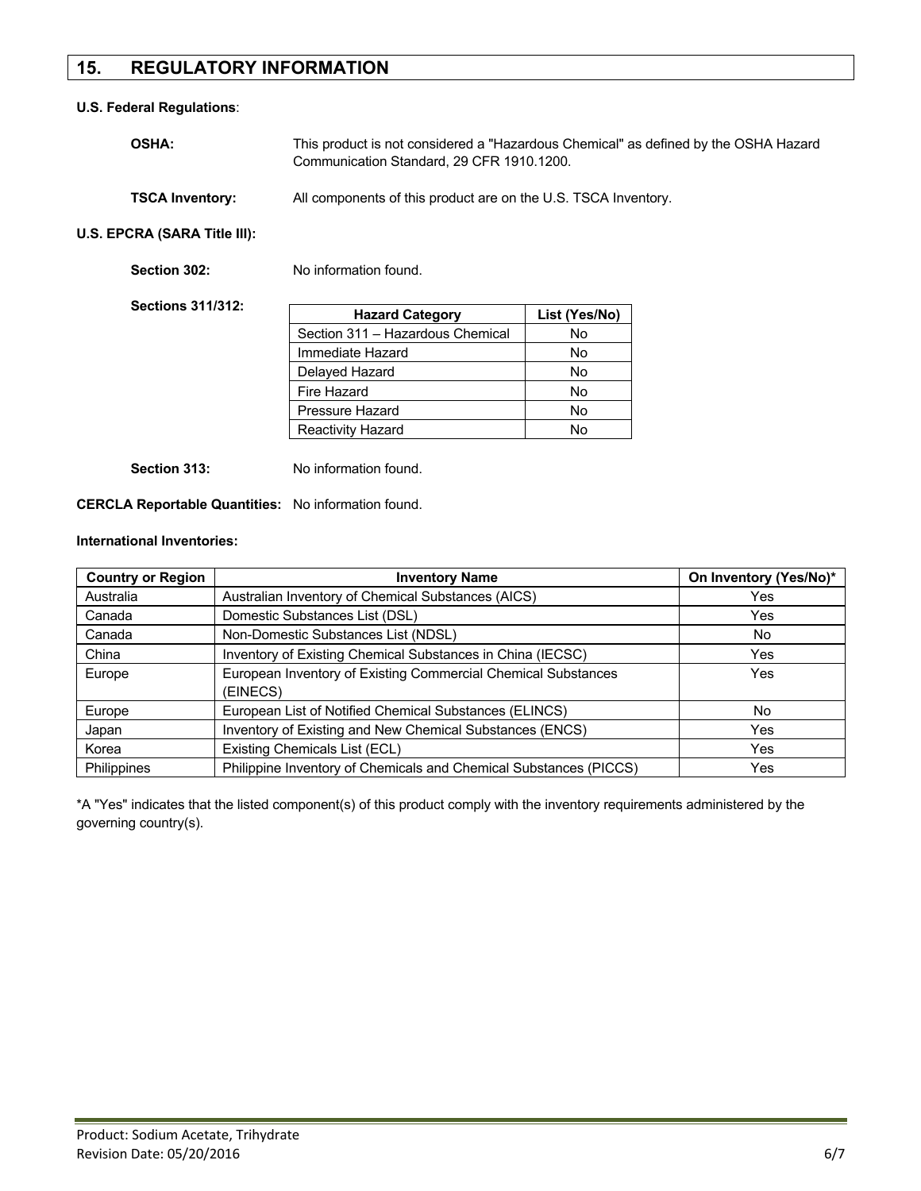## 15. REGULATORY INFORMATION

**U.S. Federal Regulations**:

**OSHA:** This product is not considered a "Hazardous Chemical" as defined by the OSHA Hazard Communication Standard, 29 CFR 1910.1200.

**TSCA Inventory:** All components of this product are on the U.S. TSCA Inventory.

**U.S. EPCRA (SARA Title III):**

**Section 302:** No information found.

**Sections 311/312:**

| Hazard Category | List (Yes/No) |
|---|---|
| Section 311 – Hazardous Chemical | No |
| Immediate Hazard | No |
| Delayed Hazard | No |
| Fire Hazard | No |
| Pressure Hazard | No |
| Reactivity Hazard | No |

**Section 313:** No information found.

**CERCLA Reportable Quantities:** No information found.

**International Inventories:**

| Country or Region | Inventory Name | On Inventory (Yes/No)* |
|---|---|---|
| Australia | Australian Inventory of Chemical Substances (AICS) | Yes |
| Canada | Domestic Substances List (DSL) | Yes |
| Canada | Non-Domestic Substances List (NDSL) | No |
| China | Inventory of Existing Chemical Substances in China (IECSC) | Yes |
| Europe | European Inventory of Existing Commercial Chemical Substances (EINECS) | Yes |
| Europe | European List of Notified Chemical Substances (ELINCS) | No |
| Japan | Inventory of Existing and New Chemical Substances (ENCS) | Yes |
| Korea | Existing Chemicals List (ECL) | Yes |
| Philippines | Philippine Inventory of Chemicals and Chemical Substances (PICCS) | Yes |

*A "Yes" indicates that the listed component(s) of this product comply with the inventory requirements administered by the governing country(s).

Product: Sodium Acetate, Trihydrate
Revision Date: 05/20/2016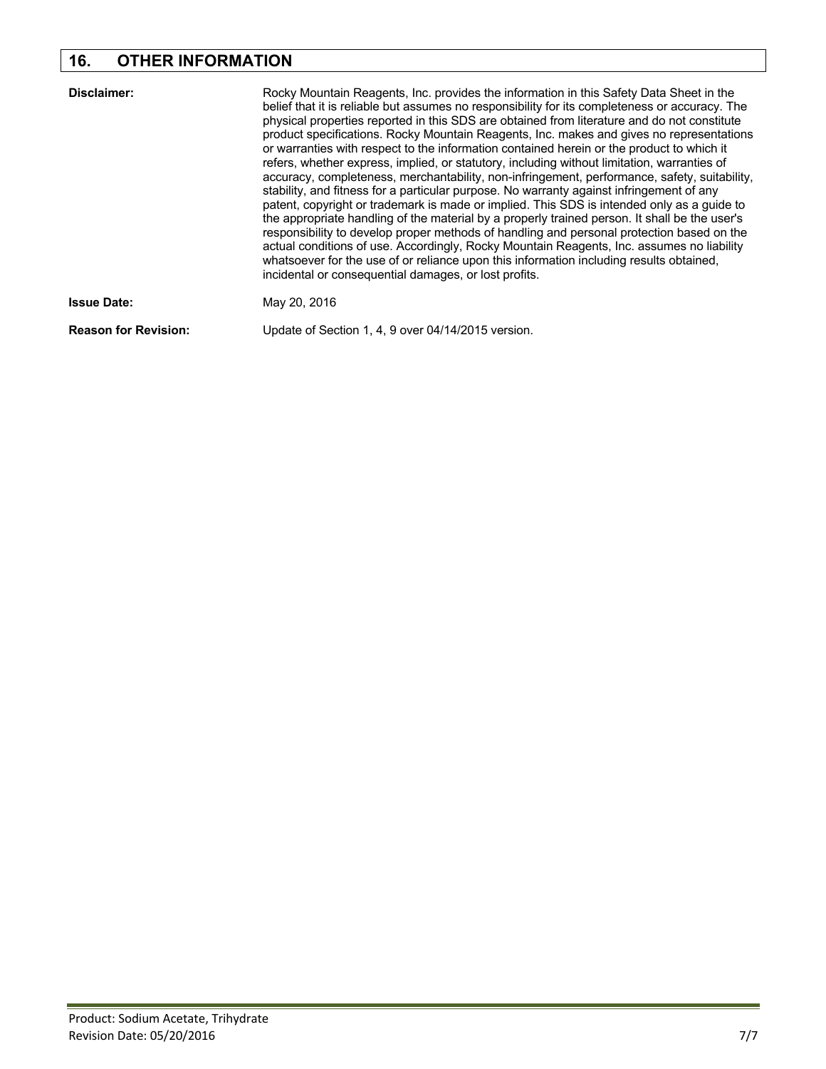## 16. OTHER INFORMATION

**Disclaimer:** Rocky Mountain Reagents, Inc. provides the information in this Safety Data Sheet in the belief that it is reliable but assumes no responsibility for its completeness or accuracy. The physical properties reported in this SDS are obtained from literature and do not constitute product specifications. Rocky Mountain Reagents, Inc. makes and gives no representations or warranties with respect to the information contained herein or the product to which it refers, whether express, implied, or statutory, including without limitation, warranties of accuracy, completeness, merchantability, non-infringement, performance, safety, suitability, stability, and fitness for a particular purpose. No warranty against infringement of any patent, copyright or trademark is made or implied. This SDS is intended only as a guide to the appropriate handling of the material by a properly trained person. It shall be the user's responsibility to develop proper methods of handling and personal protection based on the actual conditions of use. Accordingly, Rocky Mountain Reagents, Inc. assumes no liability whatsoever for the use of or reliance upon this information including results obtained, incidental or consequential damages, or lost profits.

**Issue Date:** May 20, 2016

**Reason for Revision:** Update of Section 1, 4, 9 over 04/14/2015 version.